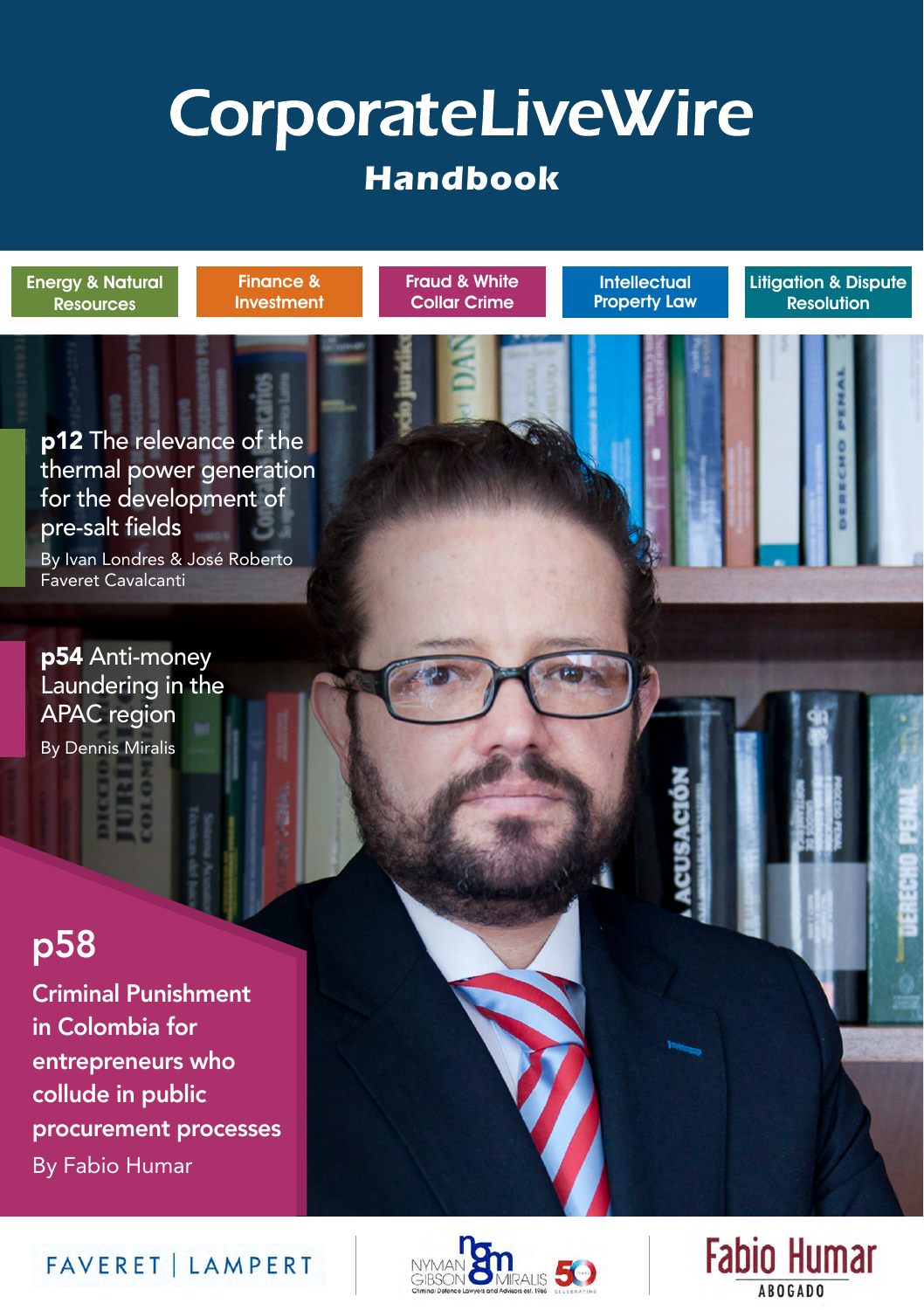# CorporateLiveWire

## Handbook

Energy & Natural Resources | Finance & Investment | Fraud & White Collar Crime | Intellectual Property Law | Litigation & Dispute Resolution

**p12** The relevance of the thermal power generation for the development of pre-salt fields

By Ivan Londres & José Roberto Faveret Cavalcanti

**p54** Anti-money Laundering in the APAC region

By Dennis Miralis

## p58

**Criminal Punishment in Colombia for entrepreneurs who collude in public procurement processes**

By Fabio Humar

FAVERET | LAMPERT

NYMAN GIBSON MIRALIS — Criminal Defence Lawyers and Advisors est. 1966 — 50 Celebrating

Fabio Humar ABOGADO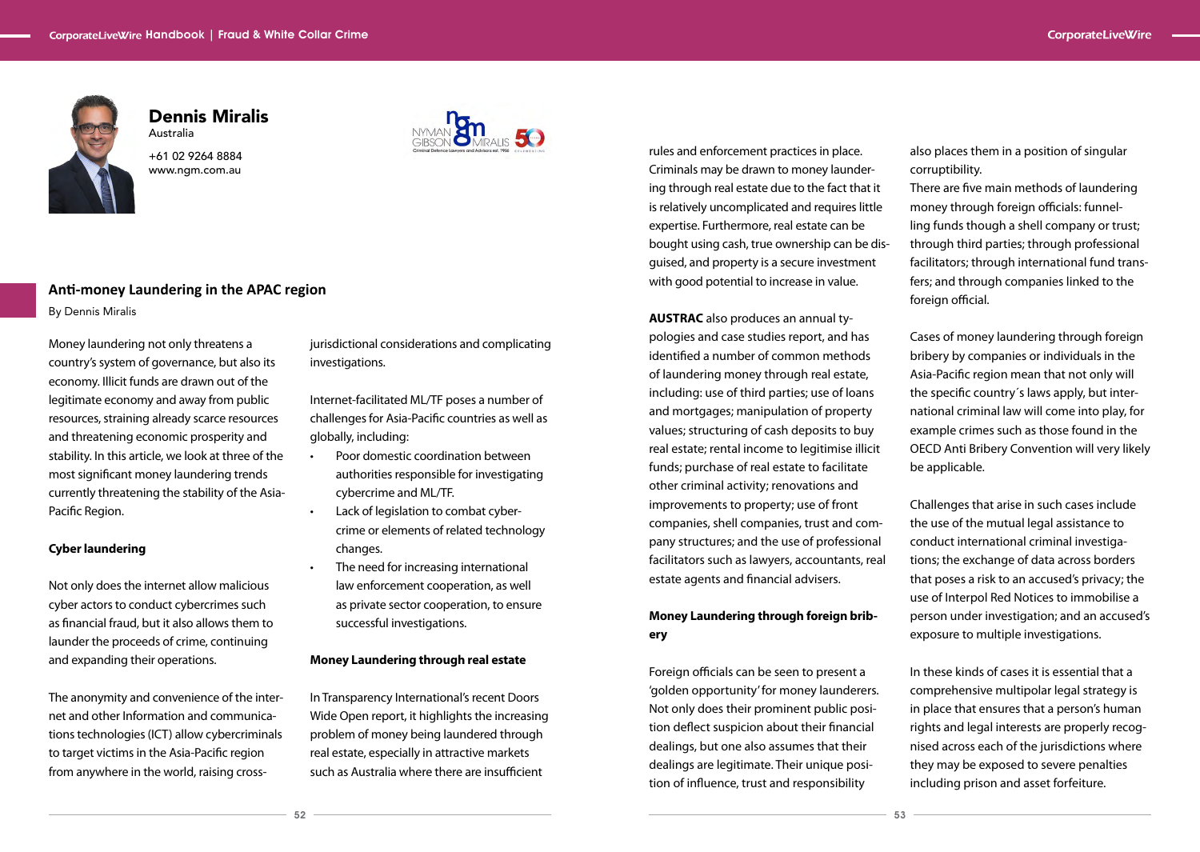**Dennis Miralis**
Australia

+61 02 9264 8884
www.ngm.com.au

## Anti-money Laundering in the APAC region

By Dennis Miralis

Money laundering not only threatens a country's system of governance, but also its economy. Illicit funds are drawn out of the legitimate economy and away from public resources, straining already scarce resources and threatening economic prosperity and stability. In this article, we look at three of the most significant money laundering trends currently threatening the stability of the Asia-Pacific Region.

### Cyber laundering

Not only does the internet allow malicious cyber actors to conduct cybercrimes such as financial fraud, but it also allows them to launder the proceeds of crime, continuing and expanding their operations.

The anonymity and convenience of the internet and other Information and communications technologies (ICT) allow cybercriminals to target victims in the Asia-Pacific region from anywhere in the world, raising cross-jurisdictional considerations and complicating investigations.

Internet-facilitated ML/TF poses a number of challenges for Asia-Pacific countries as well as globally, including:

- Poor domestic coordination between authorities responsible for investigating cybercrime and ML/TF.
- Lack of legislation to combat cyber-crime or elements of related technology changes.
- The need for increasing international law enforcement cooperation, as well as private sector cooperation, to ensure successful investigations.

### Money Laundering through real estate

In Transparency International's recent Doors Wide Open report, it highlights the increasing problem of money being laundered through real estate, especially in attractive markets such as Australia where there are insufficient rules and enforcement practices in place. Criminals may be drawn to money laundering through real estate due to the fact that it is relatively uncomplicated and requires little expertise. Furthermore, real estate can be bought using cash, true ownership can be disguised, and property is a secure investment with good potential to increase in value.

**AUSTRAC** also produces an annual typologies and case studies report, and has identified a number of common methods of laundering money through real estate, including: use of third parties; use of loans and mortgages; manipulation of property values; structuring of cash deposits to buy real estate; rental income to legitimise illicit funds; purchase of real estate to facilitate other criminal activity; renovations and improvements to property; use of front companies, shell companies, trust and company structures; and the use of professional facilitators such as lawyers, accountants, real estate agents and financial advisers.

### Money Laundering through foreign bribery

Foreign officials can be seen to present a 'golden opportunity' for money launderers. Not only does their prominent public position deflect suspicion about their financial dealings, but one also assumes that their dealings are legitimate. Their unique position of influence, trust and responsibility also places them in a position of singular corruptibility.

There are five main methods of laundering money through foreign officials: funnelling funds though a shell company or trust; through third parties; through professional facilitators; through international fund transfers; and through companies linked to the foreign official.

Cases of money laundering through foreign bribery by companies or individuals in the Asia-Pacific region mean that not only will the specific country´s laws apply, but international criminal law will come into play, for example crimes such as those found in the OECD Anti Bribery Convention will very likely be applicable.

Challenges that arise in such cases include the use of the mutual legal assistance to conduct international criminal investigations; the exchange of data across borders that poses a risk to an accused's privacy; the use of Interpol Red Notices to immobilise a person under investigation; and an accused's exposure to multiple investigations.

In these kinds of cases it is essential that a comprehensive multipolar legal strategy is in place that ensures that a person's human rights and legal interests are properly recognised across each of the jurisdictions where they may be exposed to severe penalties including prison and asset forfeiture.